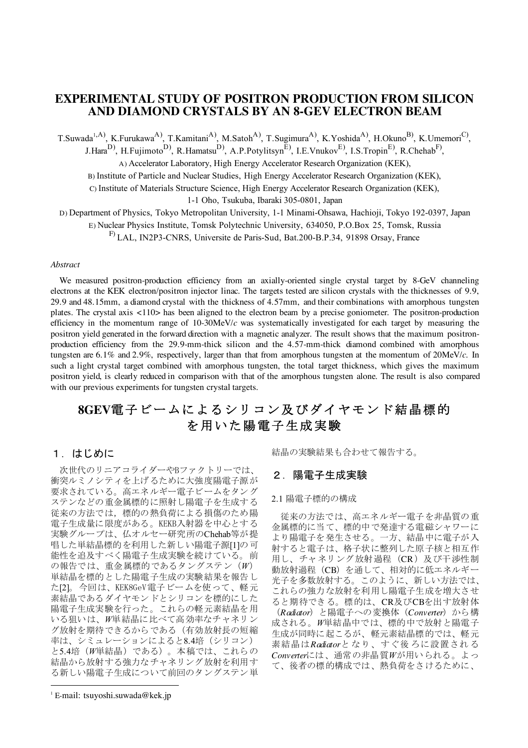# EXPERIMENTAL STUDY OF POSITRON PRODUCTION FROM SILICON AND DIAMOND CRYSTALS BY AN 8-GEV ELECTRON BEAM

T.Suwada[1,A)], K.Furukawa[A)], T.Kamitani[A)], M.Satoh[A)], T.Sugimura[A)], K.Yoshida[A)], H.Okuno[B)], K.Umemori[C)], J.Hara[D)], H.Fujimoto[D)], R.Hamatsu[D)], A.P.Potylitsyn[E)], I.E.Vnukov[E)], I.S.Tropin[E)], R.Chehab[F)],

A) Accelerator Laboratory, High Energy Accelerator Research Organization (KEK),

B) Institute of Particle and Nuclear Studies, High Energy Accelerator Research Organization (KEK),

C) Institute of Materials Structure Science, High Energy Accelerator Research Organization (KEK),

1-1 Oho, Tsukuba, Ibaraki 305-0801, Japan

D) Department of Physics, Tokyo Metropolitan University, 1-1 Minami-Ohsawa, Hachioji, Tokyo 192-0397, Japan

E) Nuclear Physics Institute, Tomsk Polytechnic University, 634050, P.O.Box 25, Tomsk, Russia

F) LAL, IN2P3-CNRS, Universite de Paris-Sud, Bat.200-B.P.34, 91898 Orsay, France

*Abstract*

We measured positron-production efficiency from an axially-oriented single crystal target by 8-GeV channeling electrons at the KEK electron/positron injector linac. The targets tested are silicon crystals with the thicknesses of 9.9, 29.9 and 48.15mm, a diamond crystal with the thickness of 4.57mm, and their combinations with amorphous tungsten plates. The crystal axis <110> has been aligned to the electron beam by a precise goniometer. The positron-production efficiency in the momentum range of 10-30MeV/*c* was systematically investigated for each target by measuring the positron yield generated in the forward direction with a magnetic analyzer. The result shows that the maximum positron-production efficiency from the 29.9-mm-thick silicon and the 4.57-mm-thick diamond combined with amorphous tungsten are 6.1% and 2.9%, respectively, larger than that from amorphous tungsten at the momentum of 20MeV/*c*. In such a light crystal target combined with amorphous tungsten, the total target thickness, which gives the maximum positron yield, is clearly reduced in comparison with that of the amorphous tungsten alone. The result is also compared with our previous experiments for tungsten crystal targets.

# 8GEV電子ビームによるシリコン及びダイヤモンド結晶標的を用いた陽電子生成実験

## 1．はじめに

次世代のリニアコライダーやBファクトリーでは、衝突ルミノシティを上げるために大強度陽電子源が要求されている。高エネルギー電子ビームをタングステンなどの重金属標的に照射し陽電子を生成する従来の方法では，標的の熱負荷による損傷のため陽電子生成量に限度がある。KEKB入射器を中心とする実験グループは、仏オルセー研究所のChehab等が提唱した単結晶標的を利用した新しい陽電子源[1]の可能性を追及すべく陽電子生成実験を続けている。前の報告では、重金属標的であるタングステン（*W*）単結晶を標的とした陽電子生成の実験結果を報告した[2]。今回は、KEK8GeV電子ビームを使って、軽元素結晶であるダイヤモンドとシリコンを標的にした陽電子生成実験を行った。これらの軽元素結晶を用いる狙いは、*W*単結晶に比べて高効率なチャネリング放射を期待できるからである（有効放射長の短縮率は、シミュレーションによると8.4倍（シリコン）と5.4倍（*W*単結晶）である）。本稿では、これらの結晶から放射する強力なチャネリング放射を利用する新しい陽電子生成について前回のタングステン単結晶の実験結果も合わせて報告する。

## 2．陽電子生成実験

### 2.1 陽電子標的の構成

従来の方法では、高エネルギー電子を非晶質の重金属標的に当て、標的中で発達する電磁シャワーにより陽電子を発生させる。一方、結晶中に電子が入射すると電子は、格子状に整列した原子核と相互作用し、チャネリング放射過程（CR）及び干渉性制動放射過程（CB）を通して、相対的に低エネルギー光子を多数放射する。このように、新しい方法では、これらの強力な放射を利用し陽電子生成を増大させると期待できる。標的は、CR及びCBを出す放射体（*Radiator*）と陽電子への変換体（*Converter*）から構成される。*W*単結晶中では、標的中で放射と陽電子生成が同時に起こるが、軽元素結晶標的では、軽元素結晶は*Radiator*となり、すぐ後ろに設置される*Converter*には、通常の非晶質*W*が用いられる。よって、後者の標的構成では、熱負荷をさけるために、

[1] E-mail: tsuyoshi.suwada@kek.jp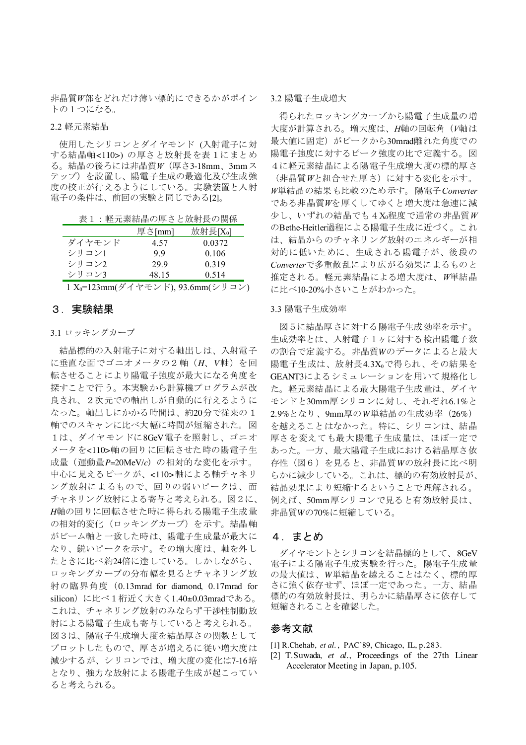非晶質$W$部をどれだけ薄い標的にできるかがポイントの１つになる。

### 2.2 軽元素結晶

使用したシリコンとダイヤモンド (入射電子に対する結晶軸<110>) の厚さと放射長を表１にまとめる。結晶の後ろには非晶質$W$（厚さ3-18mm、3mmステップ）を設置し、陽電子生成の最適化及び生成強度の校正が行えるようにしている。実験装置と入射電子の条件は、前回の実験と同じである[2]。

表１：軽元素結晶の厚さと放射長の関係

| | 厚さ[mm] | 放射長[$X_0$] |
|---|---|---|
| ダイヤモンド | 4.57 | 0.0372 |
| シリコン1 | 9.9 | 0.106 |
| シリコン2 | 29.9 | 0.319 |
| シリコン3 | 48.15 | 0.514 |

1 $X_0$=123mm(ダイヤモンド), 93.6mm(シリコン)

## ３．実験結果

### 3.1 ロッキングカーブ

結晶標的の入射電子に対する軸出しは、入射電子に垂直な面でゴニオメータの２軸（$H$、$V$軸）を回転させることにより陽電子強度が最大になる角度を探すことで行う。本実験から計算機プログラムが改良され、２次元での軸出しが自動的に行えるようになった。軸出しにかかる時間は、約20分で従来の１軸でのスキャンに比べ大幅に時間が短縮された。図１は、ダイヤモンドに8GeV電子を照射し、ゴニオメータを<110>軸の回りに回転させた時の陽電子生成量（運動量$P$=20MeV/$c$）の相対的な変化を示す。中心に見えるピークが、<110>軸による軸チャネリング放射によるもので、回りの弱いピークは、面チャネリング放射による寄与と考えられる。図２に、$H$軸の回りに回転させた時に得られる陽電子生成量の相対的変化（ロッキングカーブ）を示す。結晶軸がビーム軸と一致した時は、陽電子生成量が最大になり、鋭いピークを示す。その増大度は、軸を外したときに比べ約24倍に達している。しかしながら、ロッキングカーブの分布幅を見るとチャネリング放射の臨界角度（0.13mrad for diamond, 0.17mrad for silicon）に比べ１桁近く大きく1.40±0.03mradである。これは、チャネリング放射のみならず干渉性制動放射による陽電子生成も寄与していると考えられる。図３は、陽電子生成増大度を結晶厚さの関数としてプロットしたもので、厚さが増えるに従い増大度は減少するが、シリコンでは、増大度の変化は7-16培となり、強力な放射による陽電子生成が起こっていると考えられる。

### 3.2 陽電子生成増大

得られたロッキングカーブから陽電子生成量の増大度が計算される。増大度は、$H$軸の回転角（$V$軸は最大値に固定）がピークから30mrad離れた角度での陽電子強度に対するピーク強度の比で定義する。図４に軽元素結晶による陽電子生成増大度の標的厚さ（非晶質$W$と組合せた厚さ）に対する変化を示す。$W$単結晶の結果も比較のため示す。陽電子*Converter*である非晶質$W$を厚くしてゆくと増大度は急速に減少し、いずれの結晶でも４$X_0$程度で通常の非晶質$W$のBethe-Heitler過程による陽電子生成に近づく。これは、結晶からのチャネリング放射のエネルギーが相対的に低いために、生成される陽電子が、後段の*Converter*で多重散乱により広がる効果によるものと推定される。軽元素結晶による増大度は、$W$単結晶に比べ10-20%小さいことがわかった。

### 3.3 陽電子生成効率

図５に結晶厚さに対する陽電子生成効率を示す。生成効率とは、入射電子１ヶに対する検出陽電子数の割合で定義する。非晶質$W$のデータによると最大陽電子生成は、放射長4.3$X_0$で得られ、その結果をGEANT3によるシミュレーションを用いて規格化した。軽元素結晶による最大陽電子生成量は、ダイヤモンドと30mm厚シリコンに対し、それぞれ6.1%と2.9%となり、9mm厚の$W$単結晶の生成効率（26%）を越えることはなかった。特に、シリコンは、結晶厚さを変えても最大陽電子生成量は、ほぼ一定であった。一方、最大陽電子生成における結晶厚さ依存性（図６）を見ると、非晶質$W$の放射長に比べ明らかに減少している。これは、標的の有効放射長が、結晶効果により短縮するということで理解される。例えば、50mm厚シリコンで見ると有効放射長は、非晶質$W$の70%に短縮している。

## ４．まとめ

ダイヤモントとシリコンを結晶標的として、8GeV電子による陽電子生成実験を行った。陽電子生成量の最大値は、$W$単結晶を越えることはなく、標的厚さに強く依存せず、ほぼ一定であった。一方、結晶標的の有効放射長は、明らかに結晶厚さに依存して短縮されることを確認した。

## 参考文献

[1] R.Chehab, *et al.*, PAC'89, Chicago, IL, p.283.

[2] T.Suwada, *et al.*, Proceedings of the 27th Linear Accelerator Meeting in Japan, p.105.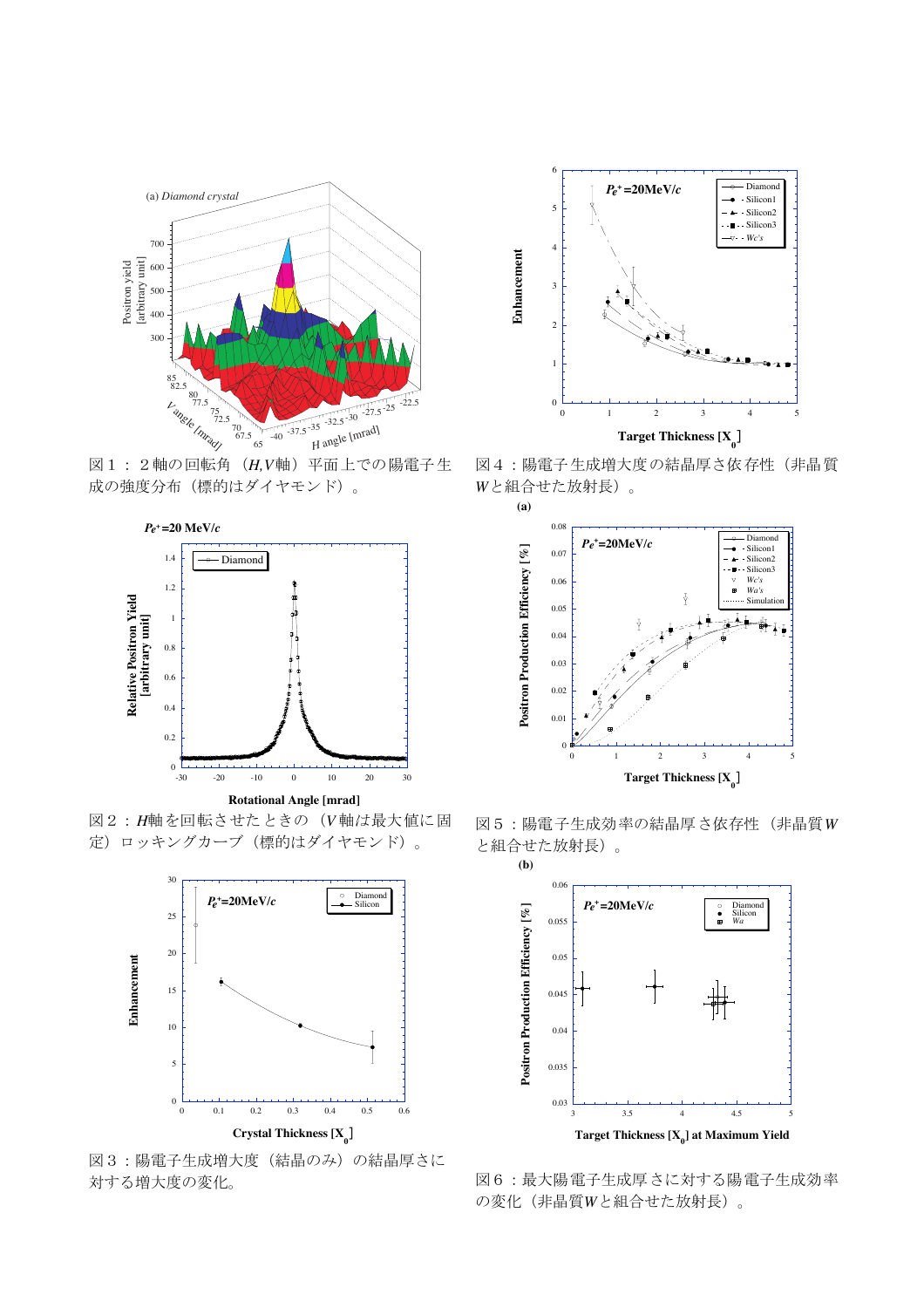(a) *Diamond crystal*

Positron yield [arbitrary unit]

700
600
500
400
300

85 82.5 80 77.5 75 72.5 70 67.5 65

*V* angle [mrad]

-40 -37.5 -35 -32.5 -30 -27.5 -25 -22.5

*H* angle [mrad]

図１：２軸の回転角（*H,V*軸）平面上での陽電子生成の強度分布（標的はダイヤモンド）。

$P_{e^+}$=20 MeV/c

Diamond

Relative Positron Yield [arbitrary unit]

1.4
1.2
1
0.8
0.6
0.4
0.2
0

-30 -20 -10 0 10 20 30

Rotational Angle [mrad]

図２：*H*軸を回転させたときの（*V*軸は最大値に固定）ロッキングカーブ（標的はダイヤモンド）。

$P_{e^+}$=20MeV/c

Diamond
Silicon

Enhancement

30
25
20
15
10
5
0

0 0.1 0.2 0.3 0.4 0.5 0.6

Crystal Thickness [$X_0$]

図３：陽電子生成増大度（結晶のみ）の結晶厚さに対する増大度の変化。

$P_{e^+}$=20MeV/c

Diamond
Silicon1
Silicon2
Silicon3
Wc's

Enhancement

6
5
4
3
2
1
0

0 1 2 3 4 5

Target Thickness [$X_0$]

図４：陽電子生成増大度の結晶厚さ依存性（非晶質*W*と組合せた放射長）。

(a)

$P_{e^+}$=20MeV/c

Diamond
Silicon1
Silicon2
Silicon3
Wc's
Wa's
Simulation

Positron Production Efficiency [%]

0.08
0.07
0.06
0.05
0.04
0.03
0.02
0.01
0

0 1 2 3 4 5

Target Thickness [$X_0$]

図５：陽電子生成効率の結晶厚さ依存性（非晶質*W*と組合せた放射長）。

(b)

$P_{e^+}$=20MeV/c

Diamond
Silicon
Wa

Positron Production Efficiency [%]

0.06
0.055
0.05
0.045
0.04
0.035
0.03

3 3.5 4 4.5 5

Target Thickness [$X_0$] at Maximum Yield

図６：最大陽電子生成厚さに対する陽電子生成効率の変化（非晶質*W*と組合せた放射長）。